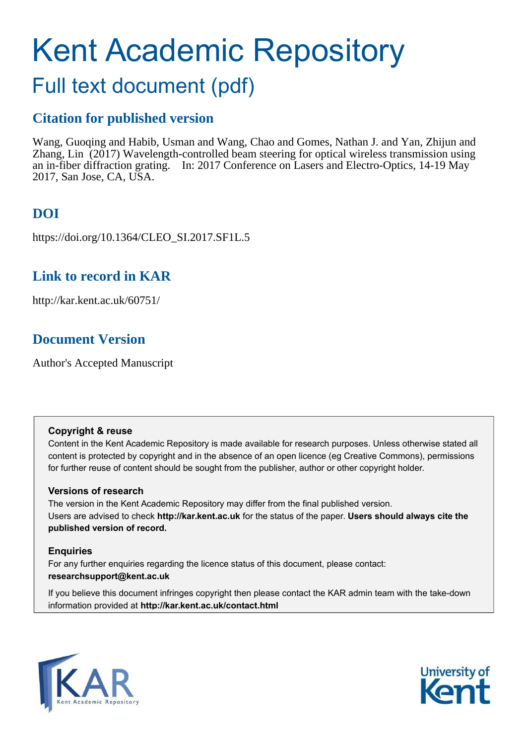# Kent Academic Repository

## Full text document (pdf)

### Citation for published version

Wang, Guoqing and Habib, Usman and Wang, Chao and Gomes, Nathan J. and Yan, Zhijun and Zhang, Lin (2017) Wavelength-controlled beam steering for optical wireless transmission using an in-fiber diffraction grating. In: 2017 Conference on Lasers and Electro-Optics, 14-19 May 2017, San Jose, CA, USA.

### DOI

https://doi.org/10.1364/CLEO_SI.2017.SF1L.5

### Link to record in KAR

http://kar.kent.ac.uk/60751/

### Document Version

Author's Accepted Manuscript

**Copyright & reuse**

Content in the Kent Academic Repository is made available for research purposes. Unless otherwise stated all content is protected by copyright and in the absence of an open licence (eg Creative Commons), permissions for further reuse of content should be sought from the publisher, author or other copyright holder.

**Versions of research**

The version in the Kent Academic Repository may differ from the final published version.
Users are advised to check **http://kar.kent.ac.uk** for the status of the paper. **Users should always cite the published version of record.**

**Enquiries**

For any further enquiries regarding the licence status of this document, please contact:
**researchsupport@kent.ac.uk**

If you believe this document infringes copyright then please contact the KAR admin team with the take-down information provided at **http://kar.kent.ac.uk/contact.html**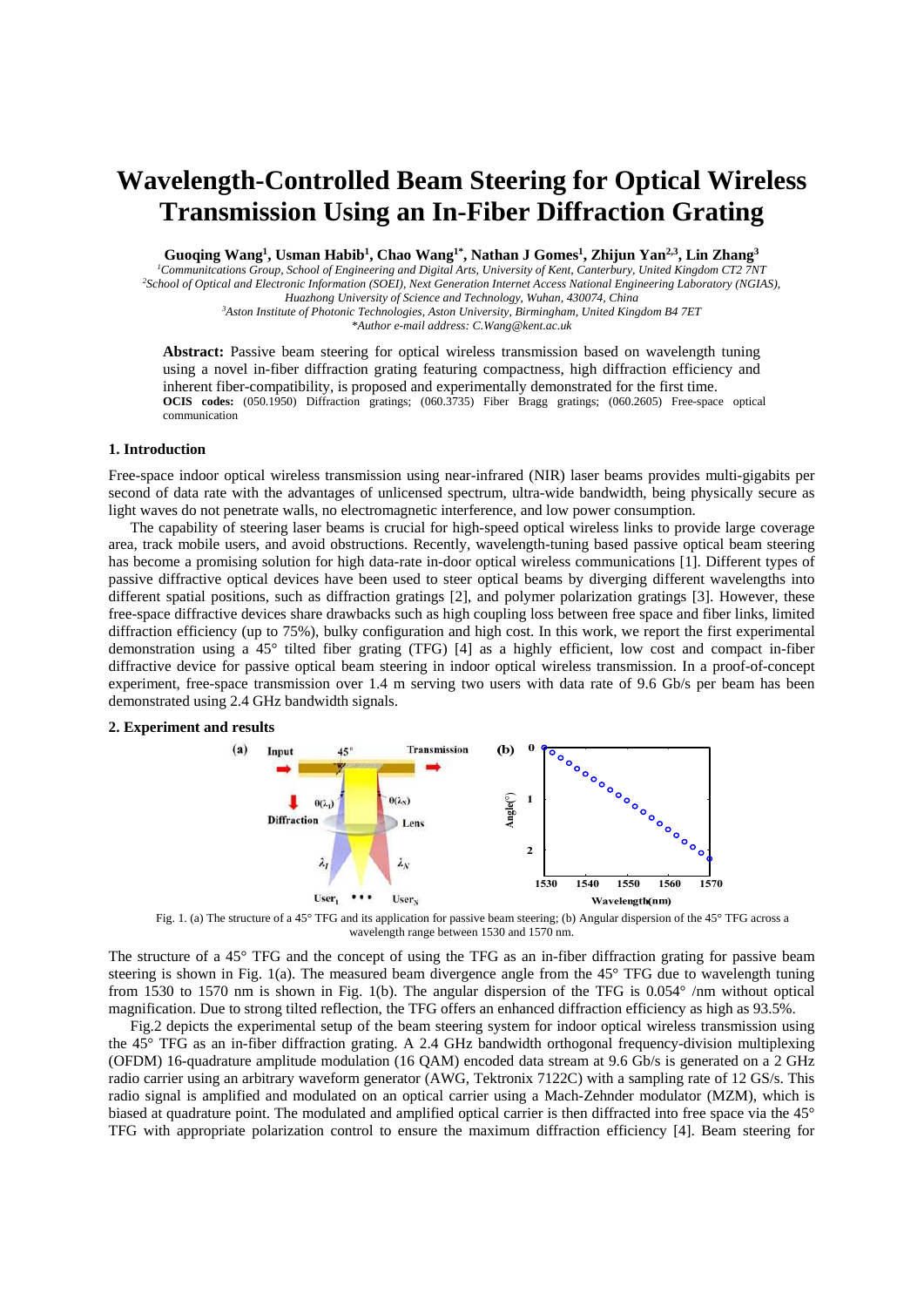# Wavelength-Controlled Beam Steering for Optical Wireless Transmission Using an In-Fiber Diffraction Grating

**Guoqing Wang[1], Usman Habib[1], Chao Wang[1*], Nathan J Gomes[1], Zhijun Yan[2,3], Lin Zhang[3]**

[1]*Communitcations Group, School of Engineering and Digital Arts, University of Kent, Canterbury, United Kingdom CT2 7NT*
[2]*School of Optical and Electronic Information (SOEI), Next Generation Internet Access National Engineering Laboratory (NGIAS), Huazhong University of Science and Technology, Wuhan, 430074, China*
[3]*Aston Institute of Photonic Technologies, Aston University, Birmingham, United Kingdom B4 7ET*
*\*Author e-mail address: C.Wang@kent.ac.uk*

**Abstract:** Passive beam steering for optical wireless transmission based on wavelength tuning using a novel in-fiber diffraction grating featuring compactness, high diffraction efficiency and inherent fiber-compatibility, is proposed and experimentally demonstrated for the first time.
**OCIS codes:** (050.1950) Diffraction gratings; (060.3735) Fiber Bragg gratings; (060.2605) Free-space optical communication

## 1. Introduction

Free-space indoor optical wireless transmission using near-infrared (NIR) laser beams provides multi-gigabits per second of data rate with the advantages of unlicensed spectrum, ultra-wide bandwidth, being physically secure as light waves do not penetrate walls, no electromagnetic interference, and low power consumption.

The capability of steering laser beams is crucial for high-speed optical wireless links to provide large coverage area, track mobile users, and avoid obstructions. Recently, wavelength-tuning based passive optical beam steering has become a promising solution for high data-rate in-door optical wireless communications [1]. Different types of passive diffractive optical devices have been used to steer optical beams by diverging different wavelengths into different spatial positions, such as diffraction gratings [2], and polymer polarization gratings [3]. However, these free-space diffractive devices share drawbacks such as high coupling loss between free space and fiber links, limited diffraction efficiency (up to 75%), bulky configuration and high cost. In this work, we report the first experimental demonstration using a 45° tilted fiber grating (TFG) [4] as a highly efficient, low cost and compact in-fiber diffractive device for passive optical beam steering in indoor optical wireless transmission. In a proof-of-concept experiment, free-space transmission over 1.4 m serving two users with data rate of 9.6 Gb/s per beam has been demonstrated using 2.4 GHz bandwidth signals.

## 2. Experiment and results

Fig. 1. (a) The structure of a 45° TFG and its application for passive beam steering; (b) Angular dispersion of the 45° TFG across a wavelength range between 1530 and 1570 nm.

The structure of a 45° TFG and the concept of using the TFG as an in-fiber diffraction grating for passive beam steering is shown in Fig. 1(a). The measured beam divergence angle from the 45° TFG due to wavelength tuning from 1530 to 1570 nm is shown in Fig. 1(b). The angular dispersion of the TFG is 0.054° /nm without optical magnification. Due to strong tilted reflection, the TFG offers an enhanced diffraction efficiency as high as 93.5%.

Fig.2 depicts the experimental setup of the beam steering system for indoor optical wireless transmission using the 45° TFG as an in-fiber diffraction grating. A 2.4 GHz bandwidth orthogonal frequency-division multiplexing (OFDM) 16-quadrature amplitude modulation (16 QAM) encoded data stream at 9.6 Gb/s is generated on a 2 GHz radio carrier using an arbitrary waveform generator (AWG, Tektronix 7122C) with a sampling rate of 12 GS/s. This radio signal is amplified and modulated on an optical carrier using a Mach-Zehnder modulator (MZM), which is biased at quadrature point. The modulated and amplified optical carrier is then diffracted into free space via the 45° TFG with appropriate polarization control to ensure the maximum diffraction efficiency [4]. Beam steering for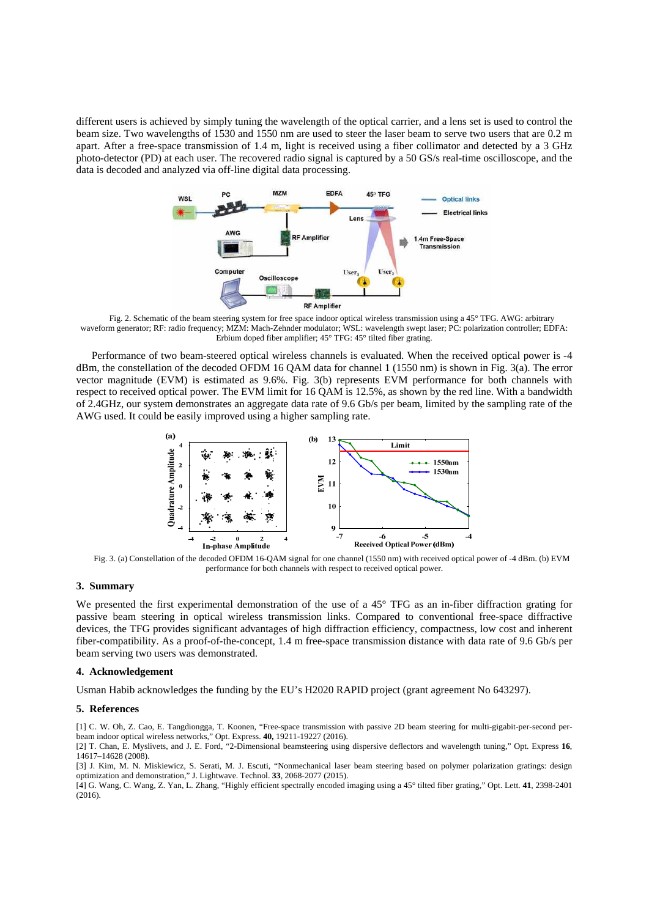different users is achieved by simply tuning the wavelength of the optical carrier, and a lens set is used to control the beam size. Two wavelengths of 1530 and 1550 nm are used to steer the laser beam to serve two users that are 0.2 m apart. After a free-space transmission of 1.4 m, light is received using a fiber collimator and detected by a 3 GHz photo-detector (PD) at each user. The recovered radio signal is captured by a 50 GS/s real-time oscilloscope, and the data is decoded and analyzed via off-line digital data processing.

WSL
PC
MZM
EDFA
45° TFG
Optical links
Electrical links
Lens
AWG
RF Amplifier
1.4m Free-Space Transmission
Computer
Oscilloscope
User$_1$
User$_2$
RF Amplifier

Fig. 2. Schematic of the beam steering system for free space indoor optical wireless transmission using a 45° TFG. AWG: arbitrary waveform generator; RF: radio frequency; MZM: Mach-Zehnder modulator; WSL: wavelength swept laser; PC: polarization controller; EDFA: Erbium doped fiber amplifier; 45° TFG: 45° tilted fiber grating.

Performance of two beam-steered optical wireless channels is evaluated. When the received optical power is -4 dBm, the constellation of the decoded OFDM 16 QAM data for channel 1 (1550 nm) is shown in Fig. 3(a). The error vector magnitude (EVM) is estimated as 9.6%. Fig. 3(b) represents EVM performance for both channels with respect to received optical power. The EVM limit for 16 QAM is 12.5%, as shown by the red line. With a bandwidth of 2.4GHz, our system demonstrates an aggregate data rate of 9.6 Gb/s per beam, limited by the sampling rate of the AWG used. It could be easily improved using a higher sampling rate.

(a)
Quadrature Amplitude
4
2
0
-2
-4
-4 -2 0 2 4
In-phase Amplitude

(b)
EVM
13
12
11
10
9
Limit
1550nm
1530nm
-7 -6 -5 -4
Received Optical Power (dBm)

Fig. 3. (a) Constellation of the decoded OFDM 16-QAM signal for one channel (1550 nm) with received optical power of -4 dBm. (b) EVM performance for both channels with respect to received optical power.

## 3. Summary

We presented the first experimental demonstration of the use of a 45° TFG as an in-fiber diffraction grating for passive beam steering in optical wireless transmission links. Compared to conventional free-space diffractive devices, the TFG provides significant advantages of high diffraction efficiency, compactness, low cost and inherent fiber-compatibility. As a proof-of-the-concept, 1.4 m free-space transmission distance with data rate of 9.6 Gb/s per beam serving two users was demonstrated.

## 4. Acknowledgement

Usman Habib acknowledges the funding by the EU's H2020 RAPID project (grant agreement No 643297).

## 5. References

[1] C. W. Oh, Z. Cao, E. Tangdiongga, T. Koonen, "Free-space transmission with passive 2D beam steering for multi-gigabit-per-second per-beam indoor optical wireless networks," Opt. Express. **40,** 19211-19227 (2016).

[2] T. Chan, E. Myslivets, and J. E. Ford, "2-Dimensional beamsteering using dispersive deflectors and wavelength tuning," Opt. Express **16**, 14617–14628 (2008).

[3] J. Kim, M. N. Miskiewicz, S. Serati, M. J. Escuti, "Nonmechanical laser beam steering based on polymer polarization gratings: design optimization and demonstration," J. Lightwave. Technol. **33**, 2068-2077 (2015).

[4] G. Wang, C. Wang, Z. Yan, L. Zhang, "Highly efficient spectrally encoded imaging using a 45° tilted fiber grating," Opt. Lett. **41**, 2398-2401 (2016).